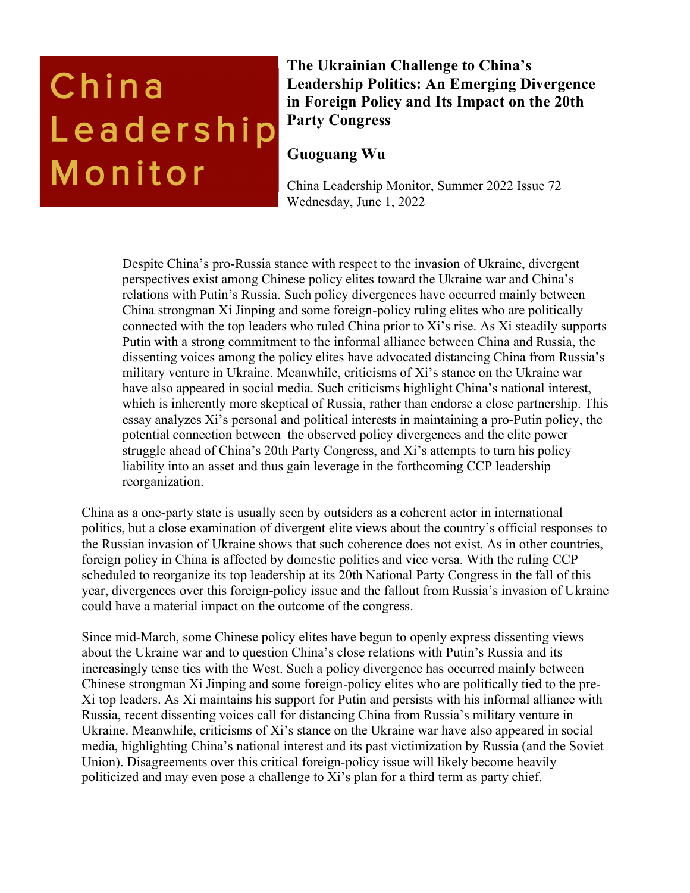China Leadership Monitor

# The Ukrainian Challenge to China's Leadership Politics: An Emerging Divergence in Foreign Policy and Its Impact on the 20th Party Congress

## Guoguang Wu

China Leadership Monitor, Summer 2022 Issue 72
Wednesday, June 1, 2022

> Despite China's pro-Russia stance with respect to the invasion of Ukraine, divergent perspectives exist among Chinese policy elites toward the Ukraine war and China's relations with Putin's Russia. Such policy divergences have occurred mainly between China strongman Xi Jinping and some foreign-policy ruling elites who are politically connected with the top leaders who ruled China prior to Xi's rise. As Xi steadily supports Putin with a strong commitment to the informal alliance between China and Russia, the dissenting voices among the policy elites have advocated distancing China from Russia's military venture in Ukraine. Meanwhile, criticisms of Xi's stance on the Ukraine war have also appeared in social media. Such criticisms highlight China's national interest, which is inherently more skeptical of Russia, rather than endorse a close partnership. This essay analyzes Xi's personal and political interests in maintaining a pro-Putin policy, the potential connection between the observed policy divergences and the elite power struggle ahead of China's 20th Party Congress, and Xi's attempts to turn his policy liability into an asset and thus gain leverage in the forthcoming CCP leadership reorganization.

China as a one-party state is usually seen by outsiders as a coherent actor in international politics, but a close examination of divergent elite views about the country's official responses to the Russian invasion of Ukraine shows that such coherence does not exist. As in other countries, foreign policy in China is affected by domestic politics and vice versa. With the ruling CCP scheduled to reorganize its top leadership at its 20th National Party Congress in the fall of this year, divergences over this foreign-policy issue and the fallout from Russia's invasion of Ukraine could have a material impact on the outcome of the congress.

Since mid-March, some Chinese policy elites have begun to openly express dissenting views about the Ukraine war and to question China's close relations with Putin's Russia and its increasingly tense ties with the West. Such a policy divergence has occurred mainly between Chinese strongman Xi Jinping and some foreign-policy elites who are politically tied to the pre-Xi top leaders. As Xi maintains his support for Putin and persists with his informal alliance with Russia, recent dissenting voices call for distancing China from Russia's military venture in Ukraine. Meanwhile, criticisms of Xi's stance on the Ukraine war have also appeared in social media, highlighting China's national interest and its past victimization by Russia (and the Soviet Union). Disagreements over this critical foreign-policy issue will likely become heavily politicized and may even pose a challenge to Xi's plan for a third term as party chief.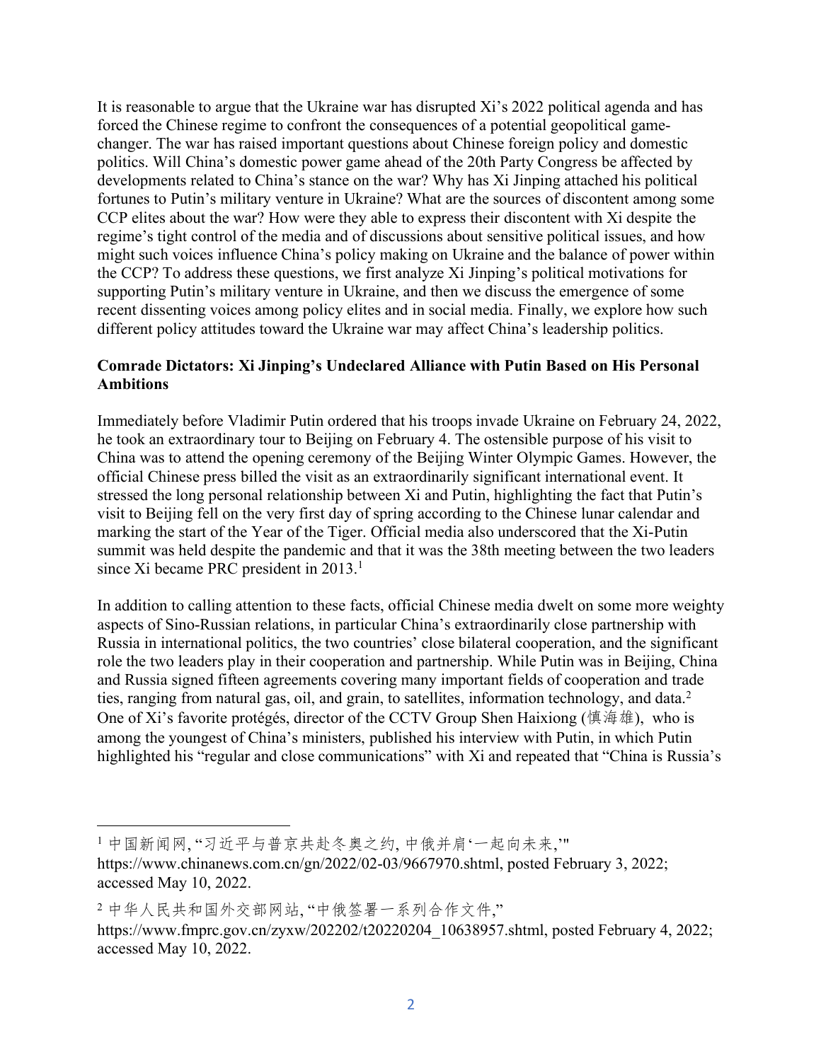It is reasonable to argue that the Ukraine war has disrupted Xi's 2022 political agenda and has forced the Chinese regime to confront the consequences of a potential geopolitical game-changer. The war has raised important questions about Chinese foreign policy and domestic politics. Will China's domestic power game ahead of the 20th Party Congress be affected by developments related to China's stance on the war? Why has Xi Jinping attached his political fortunes to Putin's military venture in Ukraine? What are the sources of discontent among some CCP elites about the war? How were they able to express their discontent with Xi despite the regime's tight control of the media and of discussions about sensitive political issues, and how might such voices influence China's policy making on Ukraine and the balance of power within the CCP? To address these questions, we first analyze Xi Jinping's political motivations for supporting Putin's military venture in Ukraine, and then we discuss the emergence of some recent dissenting voices among policy elites and in social media. Finally, we explore how such different policy attitudes toward the Ukraine war may affect China's leadership politics.

**Comrade Dictators: Xi Jinping's Undeclared Alliance with Putin Based on His Personal Ambitions**

Immediately before Vladimir Putin ordered that his troops invade Ukraine on February 24, 2022, he took an extraordinary tour to Beijing on February 4. The ostensible purpose of his visit to China was to attend the opening ceremony of the Beijing Winter Olympic Games. However, the official Chinese press billed the visit as an extraordinarily significant international event. It stressed the long personal relationship between Xi and Putin, highlighting the fact that Putin's visit to Beijing fell on the very first day of spring according to the Chinese lunar calendar and marking the start of the Year of the Tiger. Official media also underscored that the Xi-Putin summit was held despite the pandemic and that it was the 38th meeting between the two leaders since Xi became PRC president in 2013.[1]

In addition to calling attention to these facts, official Chinese media dwelt on some more weighty aspects of Sino-Russian relations, in particular China's extraordinarily close partnership with Russia in international politics, the two countries' close bilateral cooperation, and the significant role the two leaders play in their cooperation and partnership. While Putin was in Beijing, China and Russia signed fifteen agreements covering many important fields of cooperation and trade ties, ranging from natural gas, oil, and grain, to satellites, information technology, and data.[2] One of Xi's favorite protégés, director of the CCTV Group Shen Haixiong (慎海雄), who is among the youngest of China's ministers, published his interview with Putin, in which Putin highlighted his "regular and close communications" with Xi and repeated that "China is Russia's

---

[1] 中国新闻网, "习近平与普京共赴冬奥之约, 中俄并肩'一起向未来,'" https://www.chinanews.com.cn/gn/2022/02-03/9667970.shtml, posted February 3, 2022; accessed May 10, 2022.

[2] 中华人民共和国外交部网站, "中俄签署一系列合作文件," https://www.fmprc.gov.cn/zyxw/202202/t20220204_10638957.shtml, posted February 4, 2022; accessed May 10, 2022.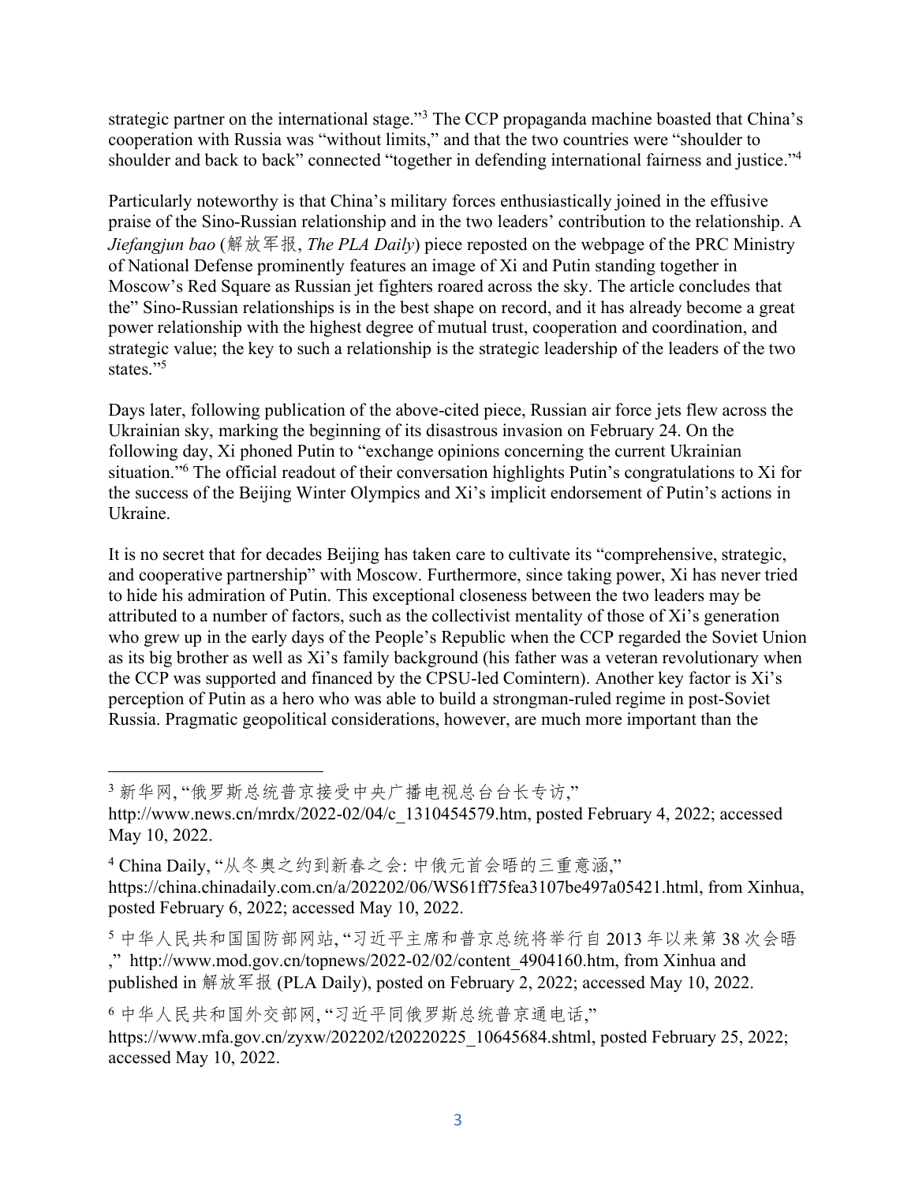strategic partner on the international stage."[3] The CCP propaganda machine boasted that China's cooperation with Russia was "without limits," and that the two countries were "shoulder to shoulder and back to back" connected "together in defending international fairness and justice."[4]

Particularly noteworthy is that China's military forces enthusiastically joined in the effusive praise of the Sino-Russian relationship and in the two leaders' contribution to the relationship. A *Jiefangjun bao* (解放军报, *The PLA Daily*) piece reposted on the webpage of the PRC Ministry of National Defense prominently features an image of Xi and Putin standing together in Moscow's Red Square as Russian jet fighters roared across the sky. The article concludes that the" Sino-Russian relationships is in the best shape on record, and it has already become a great power relationship with the highest degree of mutual trust, cooperation and coordination, and strategic value; the key to such a relationship is the strategic leadership of the leaders of the two states."[5]

Days later, following publication of the above-cited piece, Russian air force jets flew across the Ukrainian sky, marking the beginning of its disastrous invasion on February 24. On the following day, Xi phoned Putin to "exchange opinions concerning the current Ukrainian situation."[6] The official readout of their conversation highlights Putin's congratulations to Xi for the success of the Beijing Winter Olympics and Xi's implicit endorsement of Putin's actions in Ukraine.

It is no secret that for decades Beijing has taken care to cultivate its "comprehensive, strategic, and cooperative partnership" with Moscow. Furthermore, since taking power, Xi has never tried to hide his admiration of Putin. This exceptional closeness between the two leaders may be attributed to a number of factors, such as the collectivist mentality of those of Xi's generation who grew up in the early days of the People's Republic when the CCP regarded the Soviet Union as its big brother as well as Xi's family background (his father was a veteran revolutionary when the CCP was supported and financed by the CPSU-led Comintern). Another key factor is Xi's perception of Putin as a hero who was able to build a strongman-ruled regime in post-Soviet Russia. Pragmatic geopolitical considerations, however, are much more important than the

---

[3] 新华网, "俄罗斯总统普京接受中央广播电视总台台长专访," http://www.news.cn/mrdx/2022-02/04/c_1310454579.htm, posted February 4, 2022; accessed May 10, 2022.

[4] China Daily, "从冬奥之约到新春之会: 中俄元首会晤的三重意涵," https://china.chinadaily.com.cn/a/202202/06/WS61ff75fea3107be497a05421.html, from Xinhua, posted February 6, 2022; accessed May 10, 2022.

[5] 中华人民共和国国防部网站, "习近平主席和普京总统将举行自 2013 年以来第 38 次会晤," http://www.mod.gov.cn/topnews/2022-02/02/content_4904160.htm, from Xinhua and published in 解放军报 (PLA Daily), posted on February 2, 2022; accessed May 10, 2022.

[6] 中华人民共和国外交部网, "习近平同俄罗斯总统普京通电话," https://www.mfa.gov.cn/zyxw/202202/t20220225_10645684.shtml, posted February 25, 2022; accessed May 10, 2022.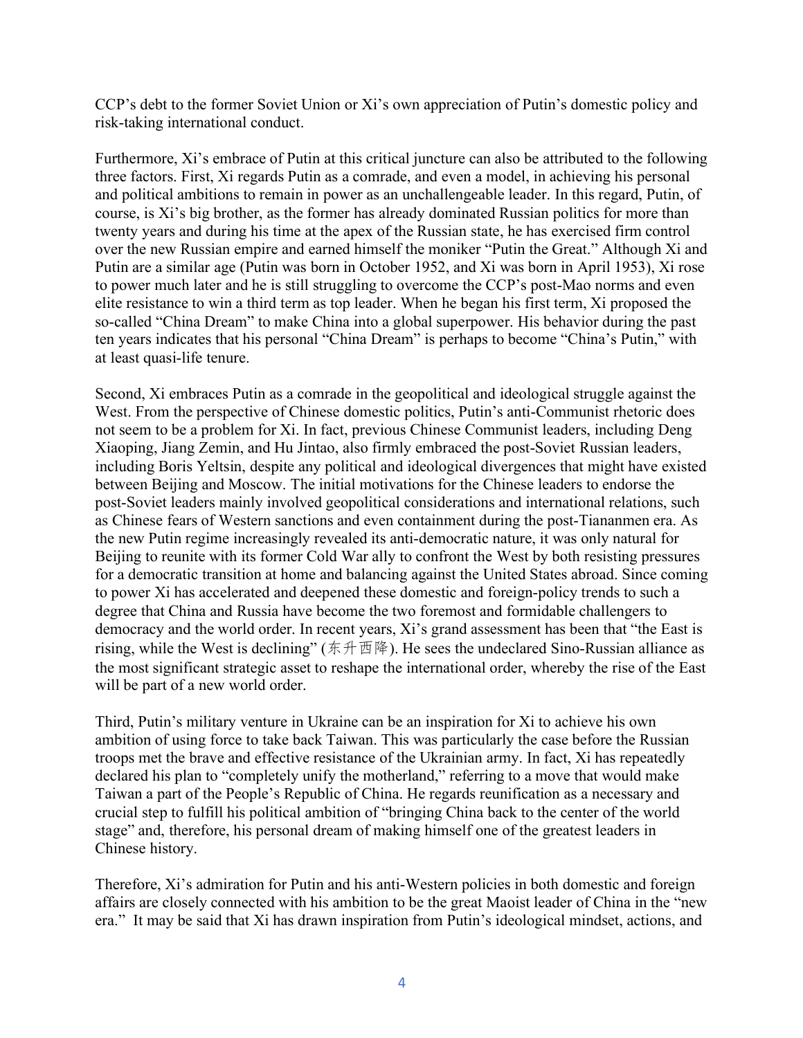CCP's debt to the former Soviet Union or Xi's own appreciation of Putin's domestic policy and risk-taking international conduct.

Furthermore, Xi's embrace of Putin at this critical juncture can also be attributed to the following three factors. First, Xi regards Putin as a comrade, and even a model, in achieving his personal and political ambitions to remain in power as an unchallengeable leader. In this regard, Putin, of course, is Xi's big brother, as the former has already dominated Russian politics for more than twenty years and during his time at the apex of the Russian state, he has exercised firm control over the new Russian empire and earned himself the moniker "Putin the Great." Although Xi and Putin are a similar age (Putin was born in October 1952, and Xi was born in April 1953), Xi rose to power much later and he is still struggling to overcome the CCP's post-Mao norms and even elite resistance to win a third term as top leader. When he began his first term, Xi proposed the so-called "China Dream" to make China into a global superpower. His behavior during the past ten years indicates that his personal "China Dream" is perhaps to become "China's Putin," with at least quasi-life tenure.

Second, Xi embraces Putin as a comrade in the geopolitical and ideological struggle against the West. From the perspective of Chinese domestic politics, Putin's anti-Communist rhetoric does not seem to be a problem for Xi. In fact, previous Chinese Communist leaders, including Deng Xiaoping, Jiang Zemin, and Hu Jintao, also firmly embraced the post-Soviet Russian leaders, including Boris Yeltsin, despite any political and ideological divergences that might have existed between Beijing and Moscow. The initial motivations for the Chinese leaders to endorse the post-Soviet leaders mainly involved geopolitical considerations and international relations, such as Chinese fears of Western sanctions and even containment during the post-Tiananmen era. As the new Putin regime increasingly revealed its anti-democratic nature, it was only natural for Beijing to reunite with its former Cold War ally to confront the West by both resisting pressures for a democratic transition at home and balancing against the United States abroad. Since coming to power Xi has accelerated and deepened these domestic and foreign-policy trends to such a degree that China and Russia have become the two foremost and formidable challengers to democracy and the world order. In recent years, Xi's grand assessment has been that "the East is rising, while the West is declining" (东升西降). He sees the undeclared Sino-Russian alliance as the most significant strategic asset to reshape the international order, whereby the rise of the East will be part of a new world order.

Third, Putin's military venture in Ukraine can be an inspiration for Xi to achieve his own ambition of using force to take back Taiwan. This was particularly the case before the Russian troops met the brave and effective resistance of the Ukrainian army. In fact, Xi has repeatedly declared his plan to "completely unify the motherland," referring to a move that would make Taiwan a part of the People's Republic of China. He regards reunification as a necessary and crucial step to fulfill his political ambition of "bringing China back to the center of the world stage" and, therefore, his personal dream of making himself one of the greatest leaders in Chinese history.

Therefore, Xi's admiration for Putin and his anti-Western policies in both domestic and foreign affairs are closely connected with his ambition to be the great Maoist leader of China in the "new era." It may be said that Xi has drawn inspiration from Putin's ideological mindset, actions, and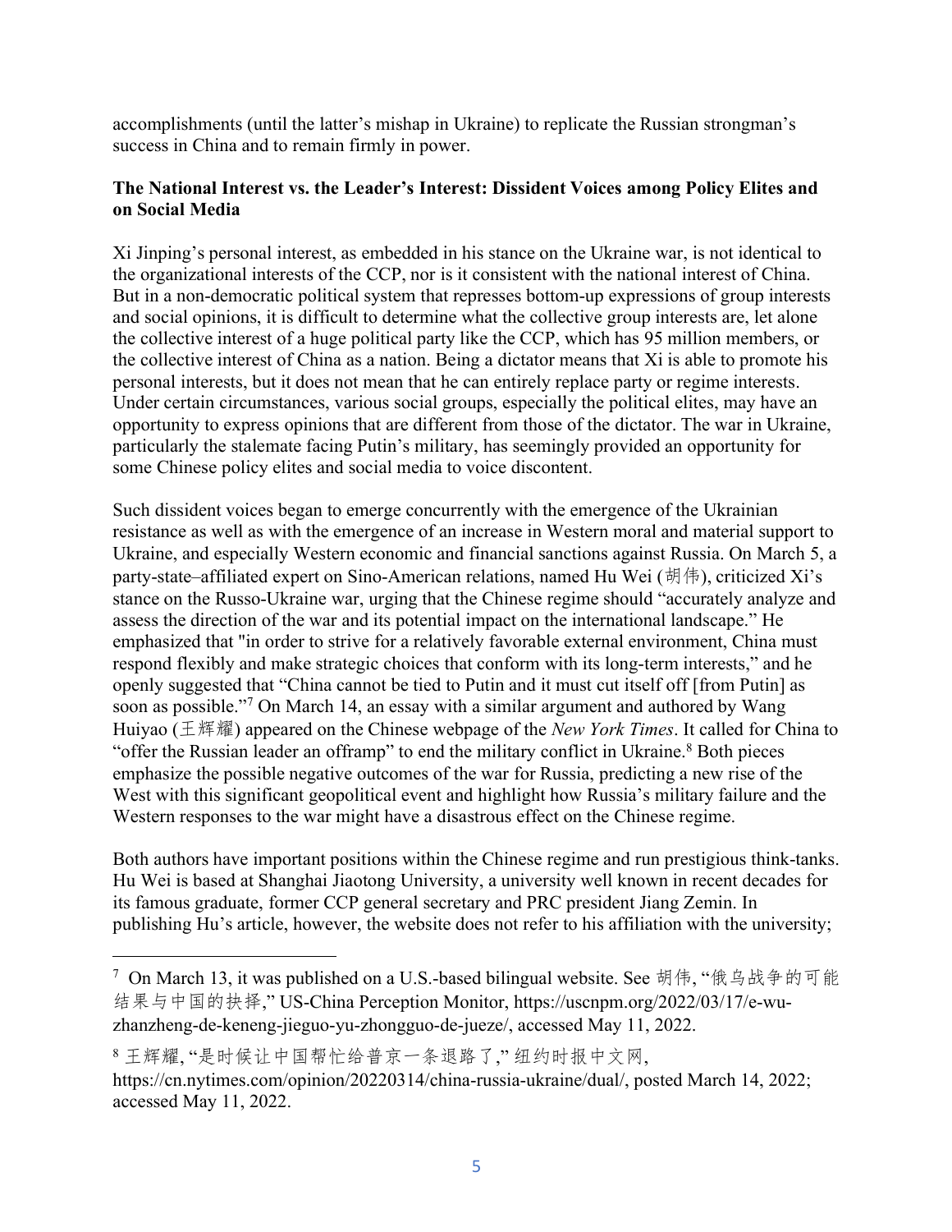accomplishments (until the latter's mishap in Ukraine) to replicate the Russian strongman's success in China and to remain firmly in power.

**The National Interest vs. the Leader's Interest: Dissident Voices among Policy Elites and on Social Media**

Xi Jinping's personal interest, as embedded in his stance on the Ukraine war, is not identical to the organizational interests of the CCP, nor is it consistent with the national interest of China. But in a non-democratic political system that represses bottom-up expressions of group interests and social opinions, it is difficult to determine what the collective group interests are, let alone the collective interest of a huge political party like the CCP, which has 95 million members, or the collective interest of China as a nation. Being a dictator means that Xi is able to promote his personal interests, but it does not mean that he can entirely replace party or regime interests. Under certain circumstances, various social groups, especially the political elites, may have an opportunity to express opinions that are different from those of the dictator. The war in Ukraine, particularly the stalemate facing Putin's military, has seemingly provided an opportunity for some Chinese policy elites and social media to voice discontent.

Such dissident voices began to emerge concurrently with the emergence of the Ukrainian resistance as well as with the emergence of an increase in Western moral and material support to Ukraine, and especially Western economic and financial sanctions against Russia. On March 5, a party-state–affiliated expert on Sino-American relations, named Hu Wei (胡伟), criticized Xi's stance on the Russo-Ukraine war, urging that the Chinese regime should "accurately analyze and assess the direction of the war and its potential impact on the international landscape." He emphasized that "in order to strive for a relatively favorable external environment, China must respond flexibly and make strategic choices that conform with its long-term interests," and he openly suggested that "China cannot be tied to Putin and it must cut itself off [from Putin] as soon as possible."[7] On March 14, an essay with a similar argument and authored by Wang Huiyao (王辉耀) appeared on the Chinese webpage of the *New York Times*. It called for China to "offer the Russian leader an offramp" to end the military conflict in Ukraine.[8] Both pieces emphasize the possible negative outcomes of the war for Russia, predicting a new rise of the West with this significant geopolitical event and highlight how Russia's military failure and the Western responses to the war might have a disastrous effect on the Chinese regime.

Both authors have important positions within the Chinese regime and run prestigious think-tanks. Hu Wei is based at Shanghai Jiaotong University, a university well known in recent decades for its famous graduate, former CCP general secretary and PRC president Jiang Zemin. In publishing Hu's article, however, the website does not refer to his affiliation with the university;

---

[7] On March 13, it was published on a U.S.-based bilingual website. See 胡伟, "俄乌战争的可能结果与中国的抉择," US-China Perception Monitor, https://uscnpm.org/2022/03/17/e-wu-zhanzheng-de-keneng-jieguo-yu-zhongguo-de-jueze/, accessed May 11, 2022.

[8] 王辉耀, "是时候让中国帮忙给普京一条退路了," 纽约时报中文网, https://cn.nytimes.com/opinion/20220314/china-russia-ukraine/dual/, posted March 14, 2022; accessed May 11, 2022.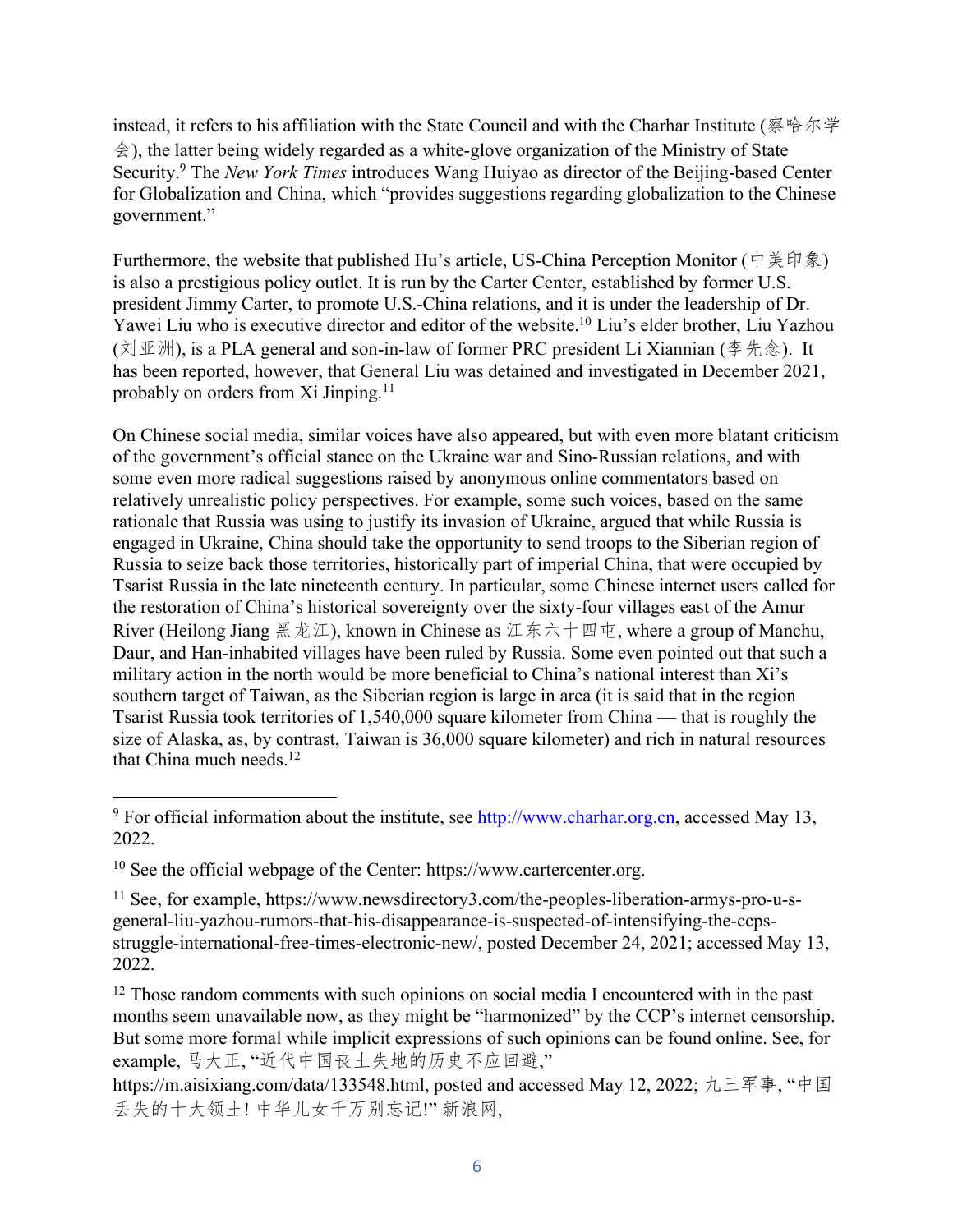instead, it refers to his affiliation with the State Council and with the Charhar Institute (察哈尔学会), the latter being widely regarded as a white-glove organization of the Ministry of State Security.[9] The *New York Times* introduces Wang Huiyao as director of the Beijing-based Center for Globalization and China, which "provides suggestions regarding globalization to the Chinese government."

Furthermore, the website that published Hu's article, US-China Perception Monitor (中美印象) is also a prestigious policy outlet. It is run by the Carter Center, established by former U.S. president Jimmy Carter, to promote U.S.-China relations, and it is under the leadership of Dr. Yawei Liu who is executive director and editor of the website.[10] Liu's elder brother, Liu Yazhou (刘亚洲), is a PLA general and son-in-law of former PRC president Li Xiannian (李先念). It has been reported, however, that General Liu was detained and investigated in December 2021, probably on orders from Xi Jinping.[11]

On Chinese social media, similar voices have also appeared, but with even more blatant criticism of the government's official stance on the Ukraine war and Sino-Russian relations, and with some even more radical suggestions raised by anonymous online commentators based on relatively unrealistic policy perspectives. For example, some such voices, based on the same rationale that Russia was using to justify its invasion of Ukraine, argued that while Russia is engaged in Ukraine, China should take the opportunity to send troops to the Siberian region of Russia to seize back those territories, historically part of imperial China, that were occupied by Tsarist Russia in the late nineteenth century. In particular, some Chinese internet users called for the restoration of China's historical sovereignty over the sixty-four villages east of the Amur River (Heilong Jiang 黑龙江), known in Chinese as 江东六十四屯, where a group of Manchu, Daur, and Han-inhabited villages have been ruled by Russia. Some even pointed out that such a military action in the north would be more beneficial to China's national interest than Xi's southern target of Taiwan, as the Siberian region is large in area (it is said that in the region Tsarist Russia took territories of 1,540,000 square kilometer from China — that is roughly the size of Alaska, as, by contrast, Taiwan is 36,000 square kilometer) and rich in natural resources that China much needs.[12]

---

[9] For official information about the institute, see http://www.charhar.org.cn, accessed May 13, 2022.

[10] See the official webpage of the Center: https://www.cartercenter.org.

[11] See, for example, https://www.newsdirectory3.com/the-peoples-liberation-armys-pro-u-s-general-liu-yazhou-rumors-that-his-disappearance-is-suspected-of-intensifying-the-ccps-struggle-international-free-times-electronic-new/, posted December 24, 2021; accessed May 13, 2022.

[12] Those random comments with such opinions on social media I encountered with in the past months seem unavailable now, as they might be "harmonized" by the CCP's internet censorship. But some more formal while implicit expressions of such opinions can be found online. See, for example, 马大正, "近代中国丧土失地的历史不应回避," https://m.aisixiang.com/data/133548.html, posted and accessed May 12, 2022; 九三军事, "中国丢失的十大领土! 中华儿女千万别忘记!" 新浪网,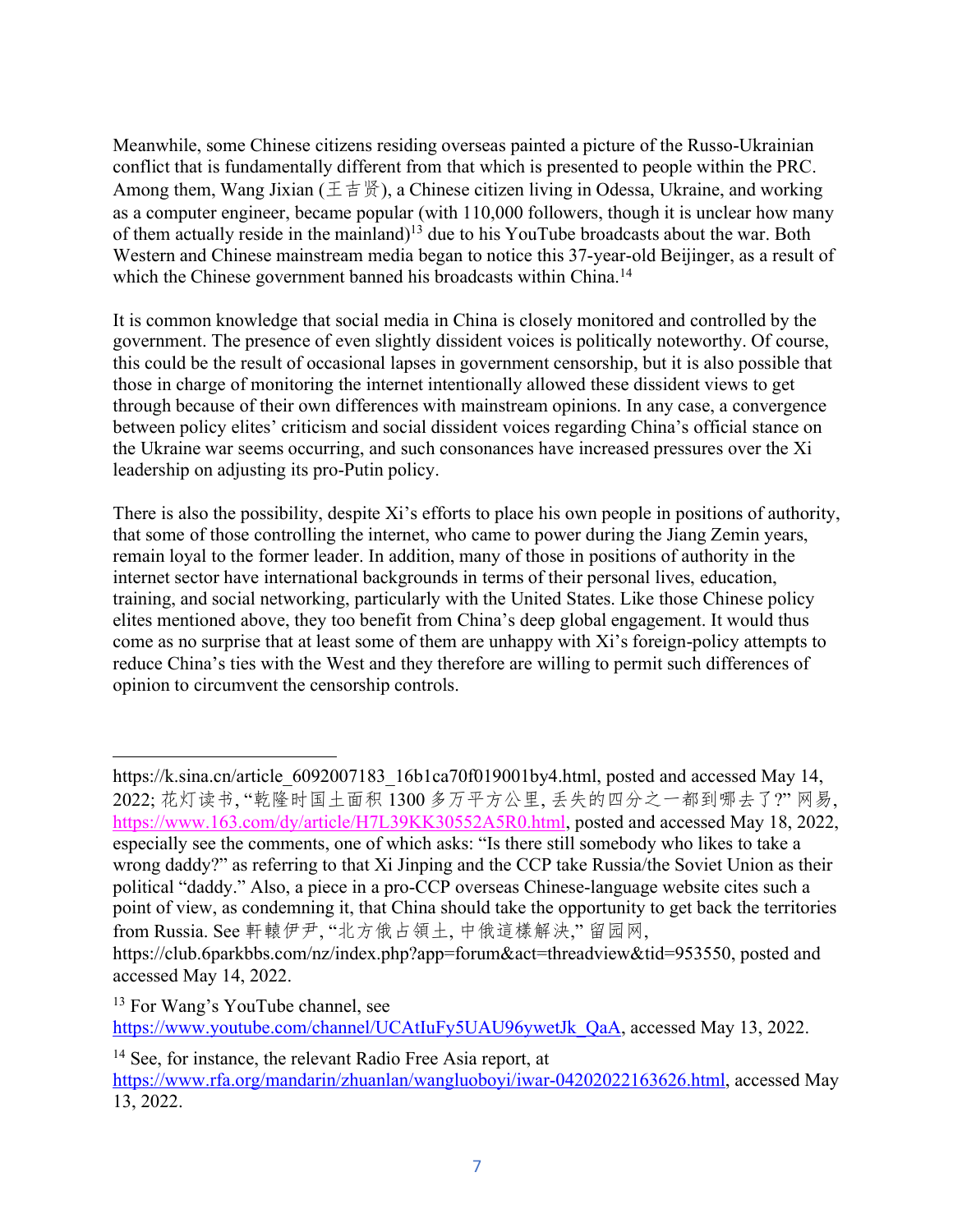Meanwhile, some Chinese citizens residing overseas painted a picture of the Russo-Ukrainian conflict that is fundamentally different from that which is presented to people within the PRC. Among them, Wang Jixian (王吉贤), a Chinese citizen living in Odessa, Ukraine, and working as a computer engineer, became popular (with 110,000 followers, though it is unclear how many of them actually reside in the mainland)[13] due to his YouTube broadcasts about the war. Both Western and Chinese mainstream media began to notice this 37-year-old Beijinger, as a result of which the Chinese government banned his broadcasts within China.[14]

It is common knowledge that social media in China is closely monitored and controlled by the government. The presence of even slightly dissident voices is politically noteworthy. Of course, this could be the result of occasional lapses in government censorship, but it is also possible that those in charge of monitoring the internet intentionally allowed these dissident views to get through because of their own differences with mainstream opinions. In any case, a convergence between policy elites' criticism and social dissident voices regarding China's official stance on the Ukraine war seems occurring, and such consonances have increased pressures over the Xi leadership on adjusting its pro-Putin policy.

There is also the possibility, despite Xi's efforts to place his own people in positions of authority, that some of those controlling the internet, who came to power during the Jiang Zemin years, remain loyal to the former leader. In addition, many of those in positions of authority in the internet sector have international backgrounds in terms of their personal lives, education, training, and social networking, particularly with the United States. Like those Chinese policy elites mentioned above, they too benefit from China's deep global engagement. It would thus come as no surprise that at least some of them are unhappy with Xi's foreign-policy attempts to reduce China's ties with the West and they therefore are willing to permit such differences of opinion to circumvent the censorship controls.

---

https://k.sina.cn/article_6092007183_16b1ca70f019001by4.html, posted and accessed May 14, 2022; 花灯读书, "乾隆时国土面积 1300 多万平方公里, 丢失的四分之一都到哪去了?" 网易, https://www.163.com/dy/article/H7L39KK30552A5R0.html, posted and accessed May 18, 2022, especially see the comments, one of which asks: "Is there still somebody who likes to take a wrong daddy?" as referring to that Xi Jinping and the CCP take Russia/the Soviet Union as their political "daddy." Also, a piece in a pro-CCP overseas Chinese-language website cites such a point of view, as condemning it, that China should take the opportunity to get back the territories from Russia. See 軒轅伊尹, "北方俄占領土, 中俄這樣解決," 留园网, https://club.6parkbbs.com/nz/index.php?app=forum&act=threadview&tid=953550, posted and accessed May 14, 2022.

[13] For Wang's YouTube channel, see https://www.youtube.com/channel/UCAtIuFy5UAU96ywetJk_QaA, accessed May 13, 2022.

[14] See, for instance, the relevant Radio Free Asia report, at https://www.rfa.org/mandarin/zhuanlan/wangluoboyi/iwar-04202022163626.html, accessed May 13, 2022.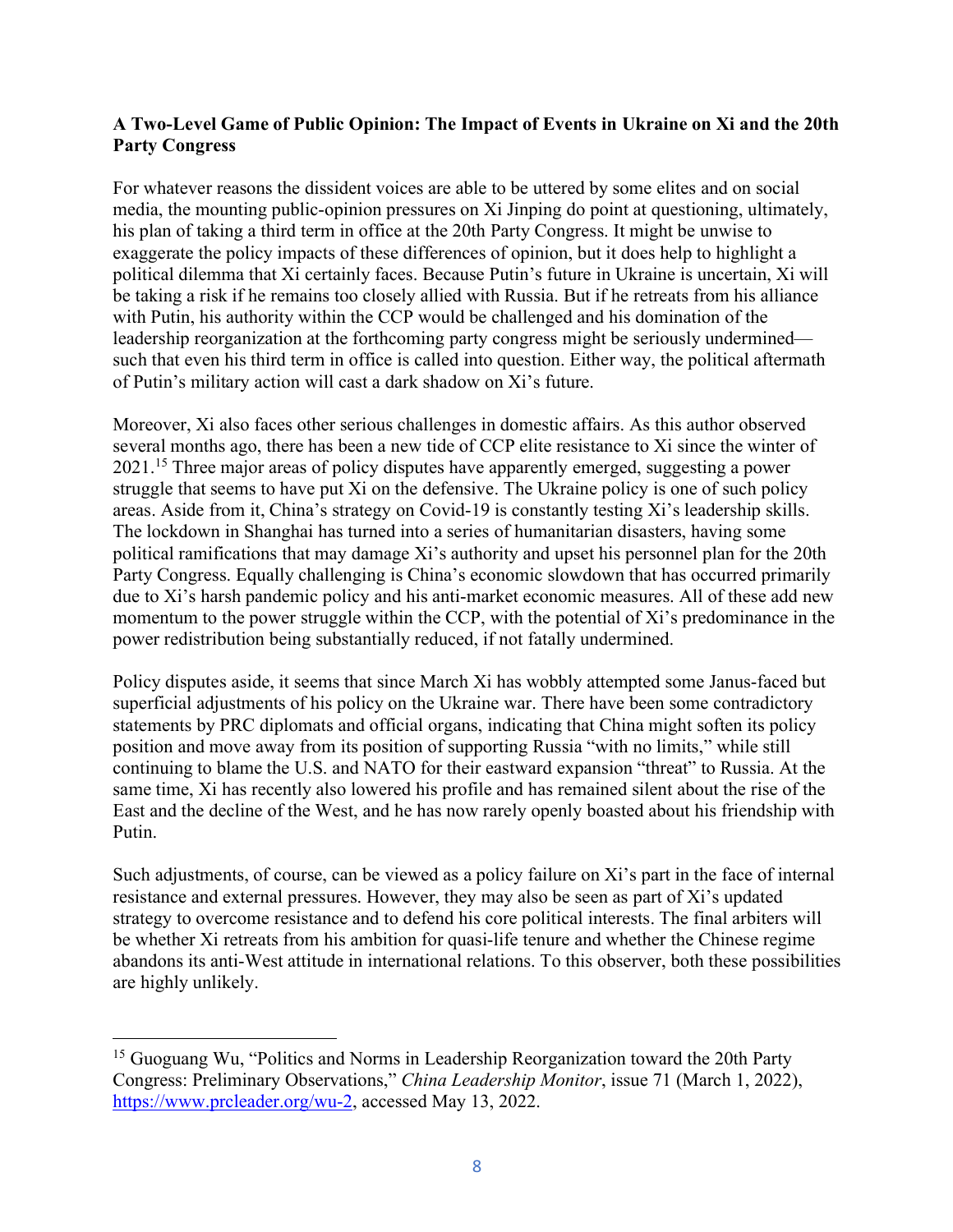**A Two-Level Game of Public Opinion: The Impact of Events in Ukraine on Xi and the 20th Party Congress**

For whatever reasons the dissident voices are able to be uttered by some elites and on social media, the mounting public-opinion pressures on Xi Jinping do point at questioning, ultimately, his plan of taking a third term in office at the 20th Party Congress. It might be unwise to exaggerate the policy impacts of these differences of opinion, but it does help to highlight a political dilemma that Xi certainly faces. Because Putin's future in Ukraine is uncertain, Xi will be taking a risk if he remains too closely allied with Russia. But if he retreats from his alliance with Putin, his authority within the CCP would be challenged and his domination of the leadership reorganization at the forthcoming party congress might be seriously undermined—such that even his third term in office is called into question. Either way, the political aftermath of Putin's military action will cast a dark shadow on Xi's future.

Moreover, Xi also faces other serious challenges in domestic affairs. As this author observed several months ago, there has been a new tide of CCP elite resistance to Xi since the winter of 2021.[15] Three major areas of policy disputes have apparently emerged, suggesting a power struggle that seems to have put Xi on the defensive. The Ukraine policy is one of such policy areas. Aside from it, China's strategy on Covid-19 is constantly testing Xi's leadership skills. The lockdown in Shanghai has turned into a series of humanitarian disasters, having some political ramifications that may damage Xi's authority and upset his personnel plan for the 20th Party Congress. Equally challenging is China's economic slowdown that has occurred primarily due to Xi's harsh pandemic policy and his anti-market economic measures. All of these add new momentum to the power struggle within the CCP, with the potential of Xi's predominance in the power redistribution being substantially reduced, if not fatally undermined.

Policy disputes aside, it seems that since March Xi has wobbly attempted some Janus-faced but superficial adjustments of his policy on the Ukraine war. There have been some contradictory statements by PRC diplomats and official organs, indicating that China might soften its policy position and move away from its position of supporting Russia "with no limits," while still continuing to blame the U.S. and NATO for their eastward expansion "threat" to Russia. At the same time, Xi has recently also lowered his profile and has remained silent about the rise of the East and the decline of the West, and he has now rarely openly boasted about his friendship with Putin.

Such adjustments, of course, can be viewed as a policy failure on Xi's part in the face of internal resistance and external pressures. However, they may also be seen as part of Xi's updated strategy to overcome resistance and to defend his core political interests. The final arbiters will be whether Xi retreats from his ambition for quasi-life tenure and whether the Chinese regime abandons its anti-West attitude in international relations. To this observer, both these possibilities are highly unlikely.

---

[15] Guoguang Wu, "Politics and Norms in Leadership Reorganization toward the 20th Party Congress: Preliminary Observations," *China Leadership Monitor*, issue 71 (March 1, 2022), https://www.prcleader.org/wu-2, accessed May 13, 2022.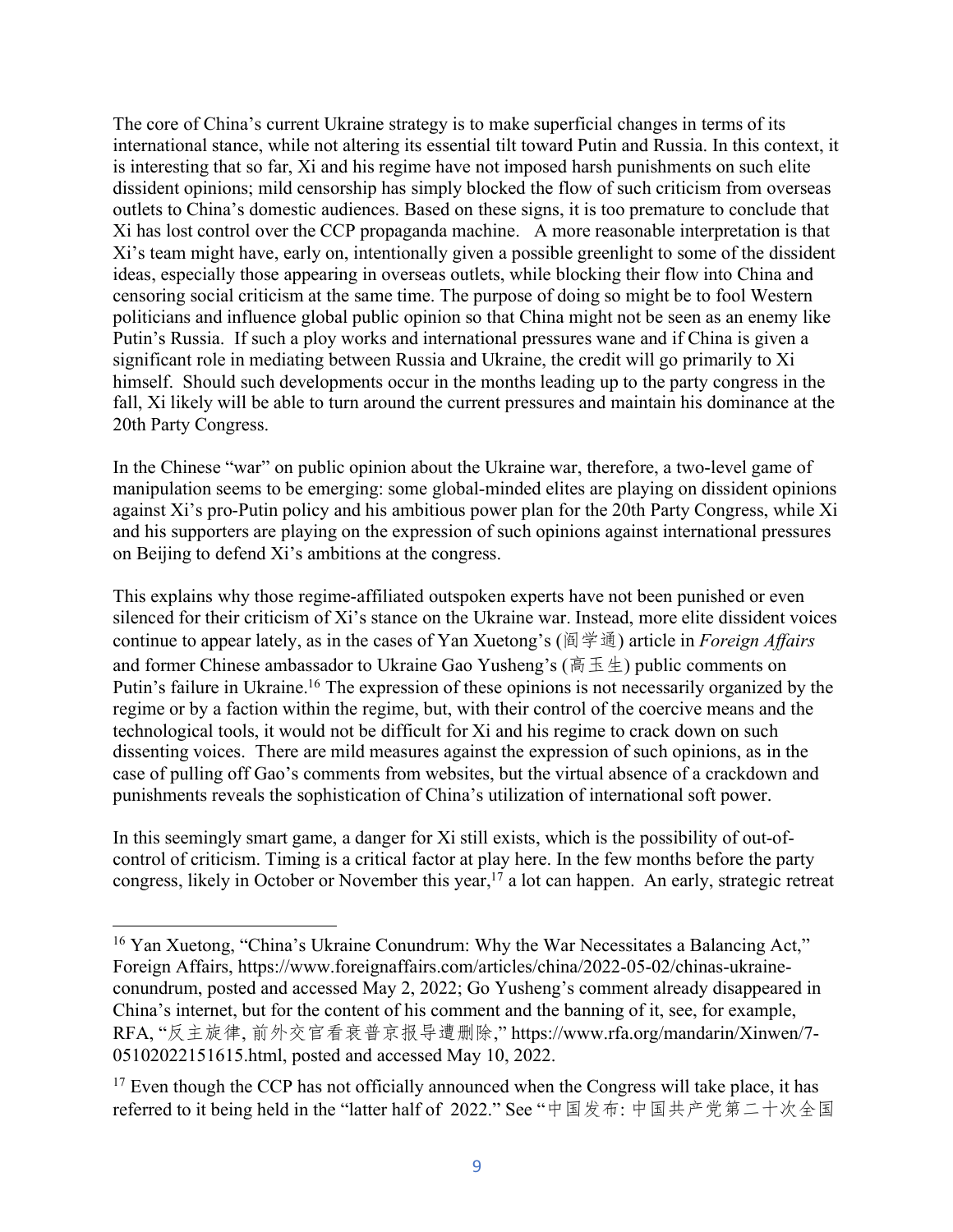The core of China's current Ukraine strategy is to make superficial changes in terms of its international stance, while not altering its essential tilt toward Putin and Russia. In this context, it is interesting that so far, Xi and his regime have not imposed harsh punishments on such elite dissident opinions; mild censorship has simply blocked the flow of such criticism from overseas outlets to China's domestic audiences. Based on these signs, it is too premature to conclude that Xi has lost control over the CCP propaganda machine. A more reasonable interpretation is that Xi's team might have, early on, intentionally given a possible greenlight to some of the dissident ideas, especially those appearing in overseas outlets, while blocking their flow into China and censoring social criticism at the same time. The purpose of doing so might be to fool Western politicians and influence global public opinion so that China might not be seen as an enemy like Putin's Russia. If such a ploy works and international pressures wane and if China is given a significant role in mediating between Russia and Ukraine, the credit will go primarily to Xi himself. Should such developments occur in the months leading up to the party congress in the fall, Xi likely will be able to turn around the current pressures and maintain his dominance at the 20th Party Congress.

In the Chinese "war" on public opinion about the Ukraine war, therefore, a two-level game of manipulation seems to be emerging: some global-minded elites are playing on dissident opinions against Xi's pro-Putin policy and his ambitious power plan for the 20th Party Congress, while Xi and his supporters are playing on the expression of such opinions against international pressures on Beijing to defend Xi's ambitions at the congress.

This explains why those regime-affiliated outspoken experts have not been punished or even silenced for their criticism of Xi's stance on the Ukraine war. Instead, more elite dissident voices continue to appear lately, as in the cases of Yan Xuetong's (阎学通) article in *Foreign Affairs* and former Chinese ambassador to Ukraine Gao Yusheng's (高玉生) public comments on Putin's failure in Ukraine.[16] The expression of these opinions is not necessarily organized by the regime or by a faction within the regime, but, with their control of the coercive means and the technological tools, it would not be difficult for Xi and his regime to crack down on such dissenting voices. There are mild measures against the expression of such opinions, as in the case of pulling off Gao's comments from websites, but the virtual absence of a crackdown and punishments reveals the sophistication of China's utilization of international soft power.

In this seemingly smart game, a danger for Xi still exists, which is the possibility of out-of-control of criticism. Timing is a critical factor at play here. In the few months before the party congress, likely in October or November this year,[17] a lot can happen. An early, strategic retreat

---

[16] Yan Xuetong, "China's Ukraine Conundrum: Why the War Necessitates a Balancing Act," Foreign Affairs, https://www.foreignaffairs.com/articles/china/2022-05-02/chinas-ukraine-conundrum, posted and accessed May 2, 2022; Go Yusheng's comment already disappeared in China's internet, but for the content of his comment and the banning of it, see, for example, RFA, "反主旋律, 前外交官看衰普京报导遭删除," https://www.rfa.org/mandarin/Xinwen/7-05102022151615.html, posted and accessed May 10, 2022.

[17] Even though the CCP has not officially announced when the Congress will take place, it has referred to it being held in the "latter half of 2022." See "中国发布: 中国共产党第二十次全国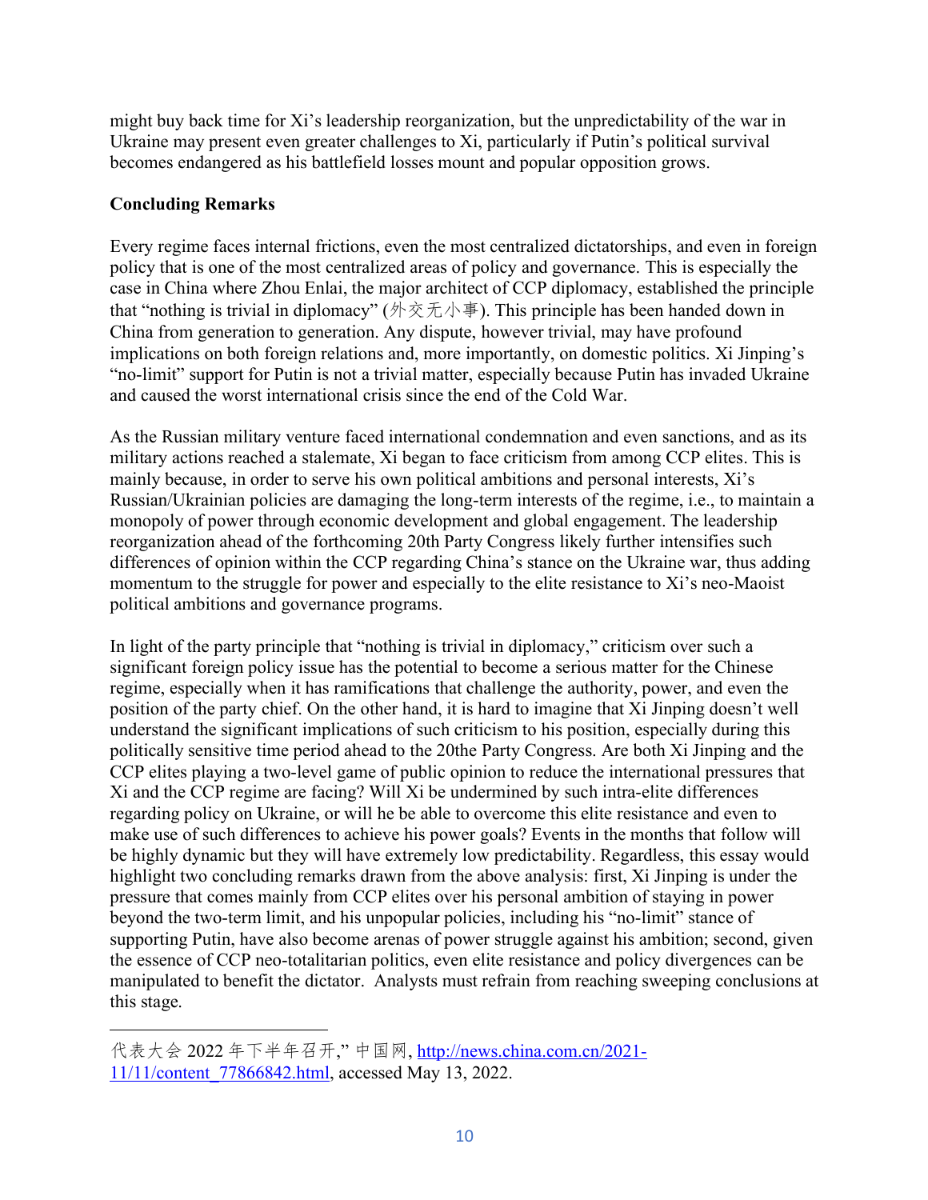might buy back time for Xi's leadership reorganization, but the unpredictability of the war in Ukraine may present even greater challenges to Xi, particularly if Putin's political survival becomes endangered as his battlefield losses mount and popular opposition grows.

**Concluding Remarks**

Every regime faces internal frictions, even the most centralized dictatorships, and even in foreign policy that is one of the most centralized areas of policy and governance. This is especially the case in China where Zhou Enlai, the major architect of CCP diplomacy, established the principle that "nothing is trivial in diplomacy" (外交无小事). This principle has been handed down in China from generation to generation. Any dispute, however trivial, may have profound implications on both foreign relations and, more importantly, on domestic politics. Xi Jinping's "no-limit" support for Putin is not a trivial matter, especially because Putin has invaded Ukraine and caused the worst international crisis since the end of the Cold War.

As the Russian military venture faced international condemnation and even sanctions, and as its military actions reached a stalemate, Xi began to face criticism from among CCP elites. This is mainly because, in order to serve his own political ambitions and personal interests, Xi's Russian/Ukrainian policies are damaging the long-term interests of the regime, i.e., to maintain a monopoly of power through economic development and global engagement. The leadership reorganization ahead of the forthcoming 20th Party Congress likely further intensifies such differences of opinion within the CCP regarding China's stance on the Ukraine war, thus adding momentum to the struggle for power and especially to the elite resistance to Xi's neo-Maoist political ambitions and governance programs.

In light of the party principle that "nothing is trivial in diplomacy," criticism over such a significant foreign policy issue has the potential to become a serious matter for the Chinese regime, especially when it has ramifications that challenge the authority, power, and even the position of the party chief. On the other hand, it is hard to imagine that Xi Jinping doesn't well understand the significant implications of such criticism to his position, especially during this politically sensitive time period ahead to the 20the Party Congress. Are both Xi Jinping and the CCP elites playing a two-level game of public opinion to reduce the international pressures that Xi and the CCP regime are facing? Will Xi be undermined by such intra-elite differences regarding policy on Ukraine, or will he be able to overcome this elite resistance and even to make use of such differences to achieve his power goals? Events in the months that follow will be highly dynamic but they will have extremely low predictability. Regardless, this essay would highlight two concluding remarks drawn from the above analysis: first, Xi Jinping is under the pressure that comes mainly from CCP elites over his personal ambition of staying in power beyond the two-term limit, and his unpopular policies, including his "no-limit" stance of supporting Putin, have also become arenas of power struggle against his ambition; second, given the essence of CCP neo-totalitarian politics, even elite resistance and policy divergences can be manipulated to benefit the dictator. Analysts must refrain from reaching sweeping conclusions at this stage.

---

代表大会 2022 年下半年召开," 中国网, http://news.china.com.cn/2021-11/11/content_77866842.html, accessed May 13, 2022.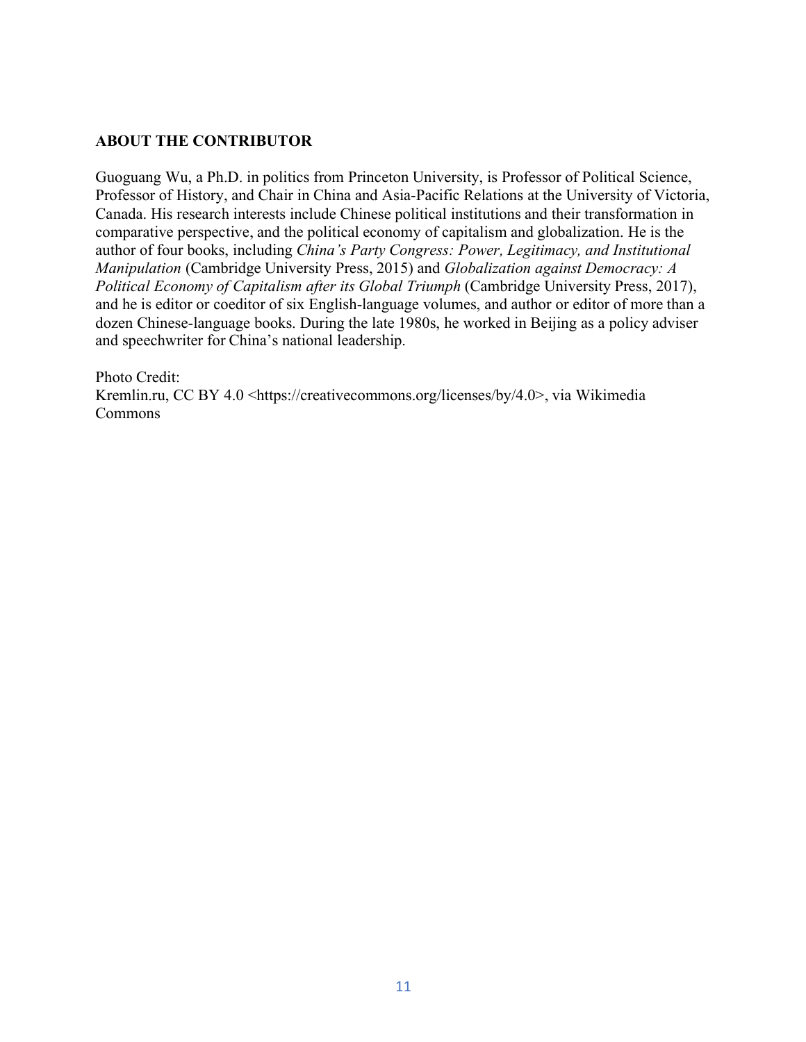**ABOUT THE CONTRIBUTOR**

Guoguang Wu, a Ph.D. in politics from Princeton University, is Professor of Political Science, Professor of History, and Chair in China and Asia-Pacific Relations at the University of Victoria, Canada. His research interests include Chinese political institutions and their transformation in comparative perspective, and the political economy of capitalism and globalization. He is the author of four books, including *China's Party Congress: Power, Legitimacy, and Institutional Manipulation* (Cambridge University Press, 2015) and *Globalization against Democracy: A Political Economy of Capitalism after its Global Triumph* (Cambridge University Press, 2017), and he is editor or coeditor of six English-language volumes, and author or editor of more than a dozen Chinese-language books. During the late 1980s, he worked in Beijing as a policy adviser and speechwriter for China's national leadership.

Photo Credit:
Kremlin.ru, CC BY 4.0 <https://creativecommons.org/licenses/by/4.0>, via Wikimedia Commons